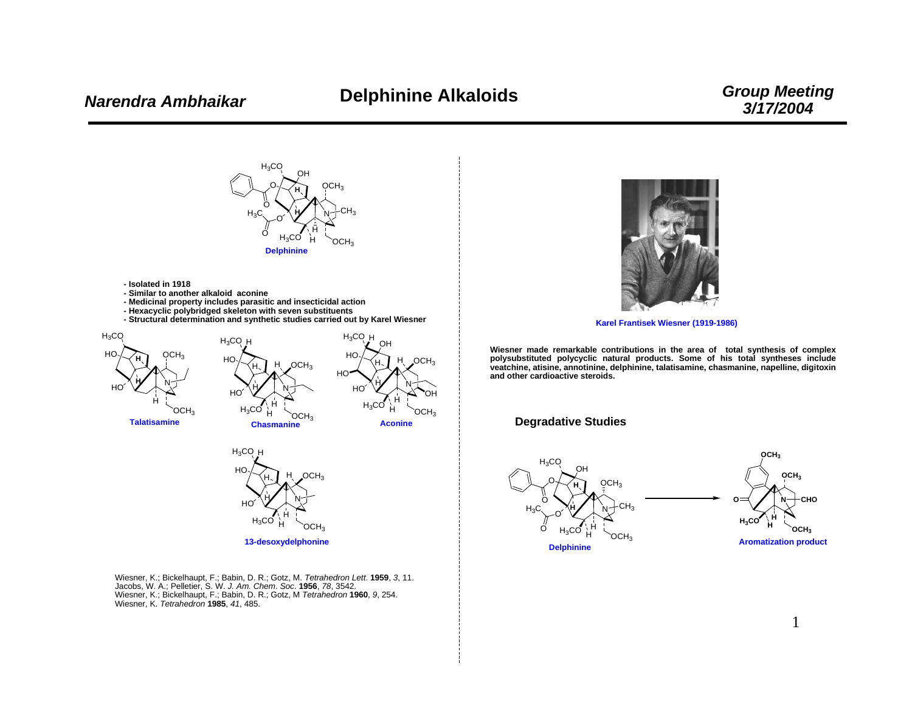# Delphinine Alkaloids

Delphinine

- Isolated in 1918
- Similar to another alkaloid aconine
- Medicinal property includes parasitic and insecticidal action
- Hexacyclic polybridged skeleton with seven substituents
- Structural determination and synthetic studies carried out by Karel Wiesner

Talatisamine

Chasmanine

Aconine

13-desoxydelphonine

Wiesner, K.; Bickelhaupt, F.; Babin, D. R.; Gotz, M. *Tetrahedron Lett*. **1959**, *3*, 11.
Jacobs, W. A.; Pelletier, S. W. *J. Am. Chem. Soc*. **1956**, *78*, 3542.
Wiesner, K.; Bickelhaupt, F.; Babin, D. R.; Gotz, M *Tetrahedron* **1960**, *9*, 254.
Wiesner, K. *Tetrahedron* **1985**, *41*, 485.

Karel Frantisek Wiesner (1919-1986)

Wiesner made remarkable contributions in the area of total synthesis of complex polysubstituted polycyclic natural products. Some of his total syntheses include veatchine, atisine, annotinine, delphinine, talatisamine, chasmanine, napelline, digitoxin and other cardioactive steroids.

## Degradative Studies

Delphinine → Aromatization product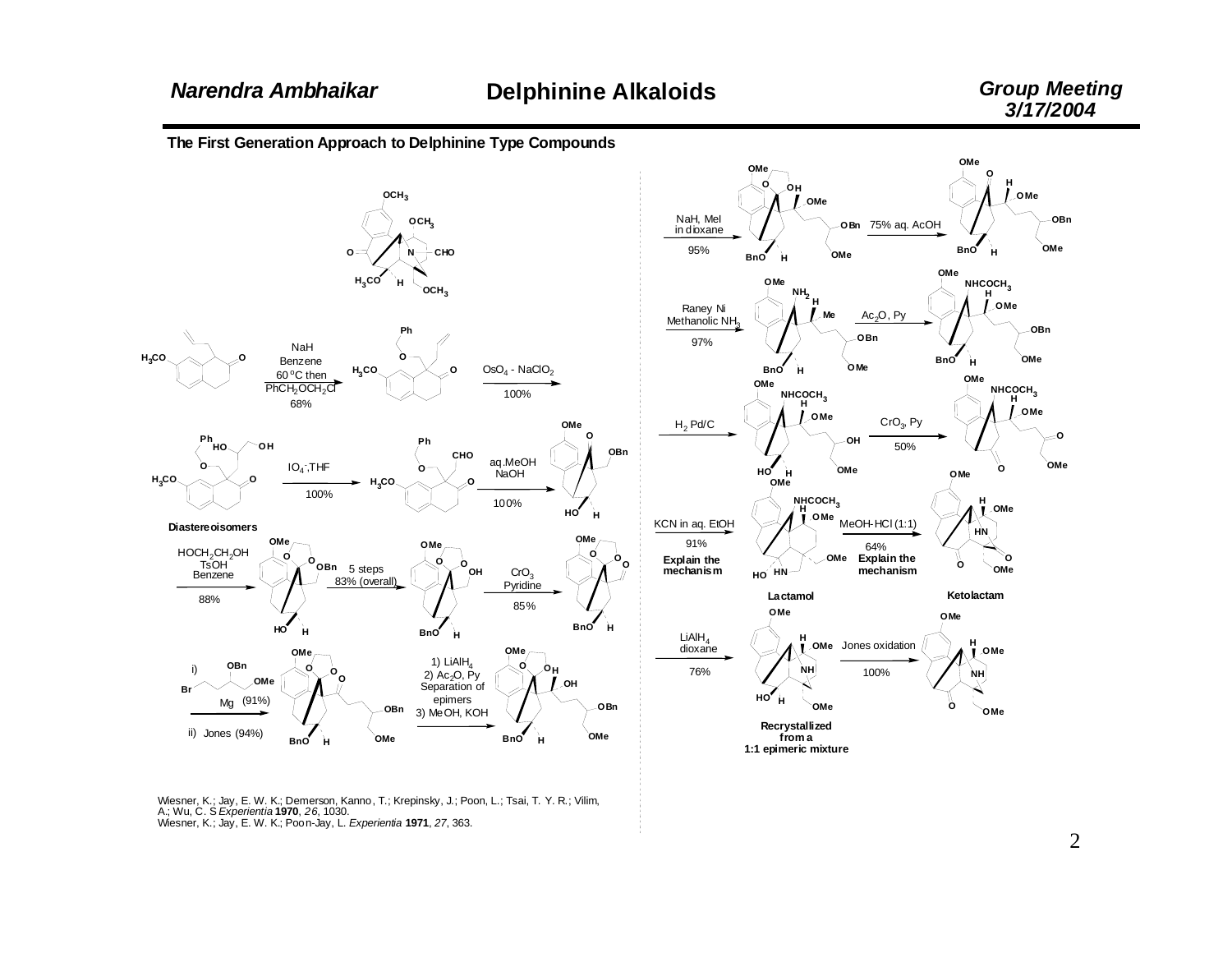## The First Generation Approach to Delphinine Type Compounds

NaH, Benzene, 60 °C then $PhCH_2OCH_2Cl$ — 68%

$OsO_4$ - $NaClO_2$ — 100%

Diastereoisomers

$IO_4^-$, THF — 100%

aq. MeOH NaOH — 100%

$HOCH_2CH_2OH$, TsOH, Benzene — 88%

5 steps — 83% (overall)

$CrO_3$ Pyridine — 85%

i) $Br$–$CH_2CH_2CH(OBn)CH_2OMe$, Mg (91%)
ii) Jones (94%)

1) $LiAlH_4$
2) $Ac_2O$, Py
Separation of epimers
3) MeOH, KOH

NaH, MeI in dioxane — 95%

75% aq. AcOH

Raney Ni, Methanolic $NH_3$ — 97%

$Ac_2O$, Py

$H_2$ Pd/C

$CrO_3$, Py — 50%

KCN in aq. EtOH — 91%
**Explain the mechanism**

**Lactamol**

MeOH-HCl (1:1) — 64%
**Explain the mechanism**

**Ketolactam**

$LiAlH_4$ dioxane — 76%

**Recrystallized from a 1:1 epimeric mixture**

Jones oxidation — 100%

Wiesner, K.; Jay, E. W. K.; Demerson, Kanno, T.; Krepinsky, J.; Poon, L.; Tsai, T. Y. R.; Vilim, A.; Wu, C. S *Experientia* **1970**, *26*, 1030.
Wiesner, K.; Jay, E. W. K.; Poon-Jay, L. *Experientia* **1971**, *27*, 363.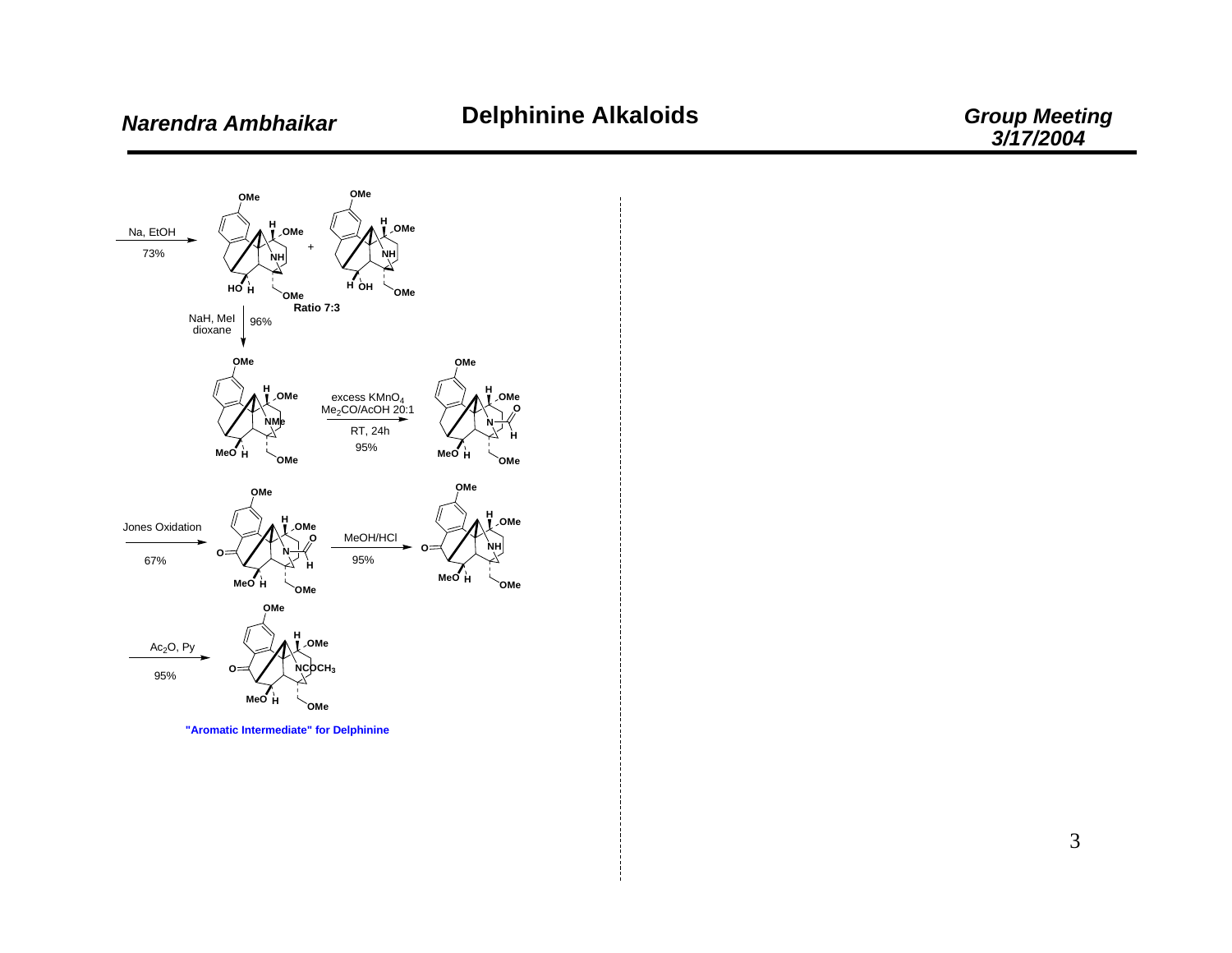# Delphinine Alkaloids

Na, EtOH

73%

Ratio 7:3

NaH, MeI
dioxane
96%

excess $KMnO_4$
$Me_2CO$/AcOH 20:1
RT, 24h
95%

Jones Oxidation
67%

MeOH/HCl
95%

$Ac_2O$, Py
95%

"Aromatic Intermediate" for Delphinine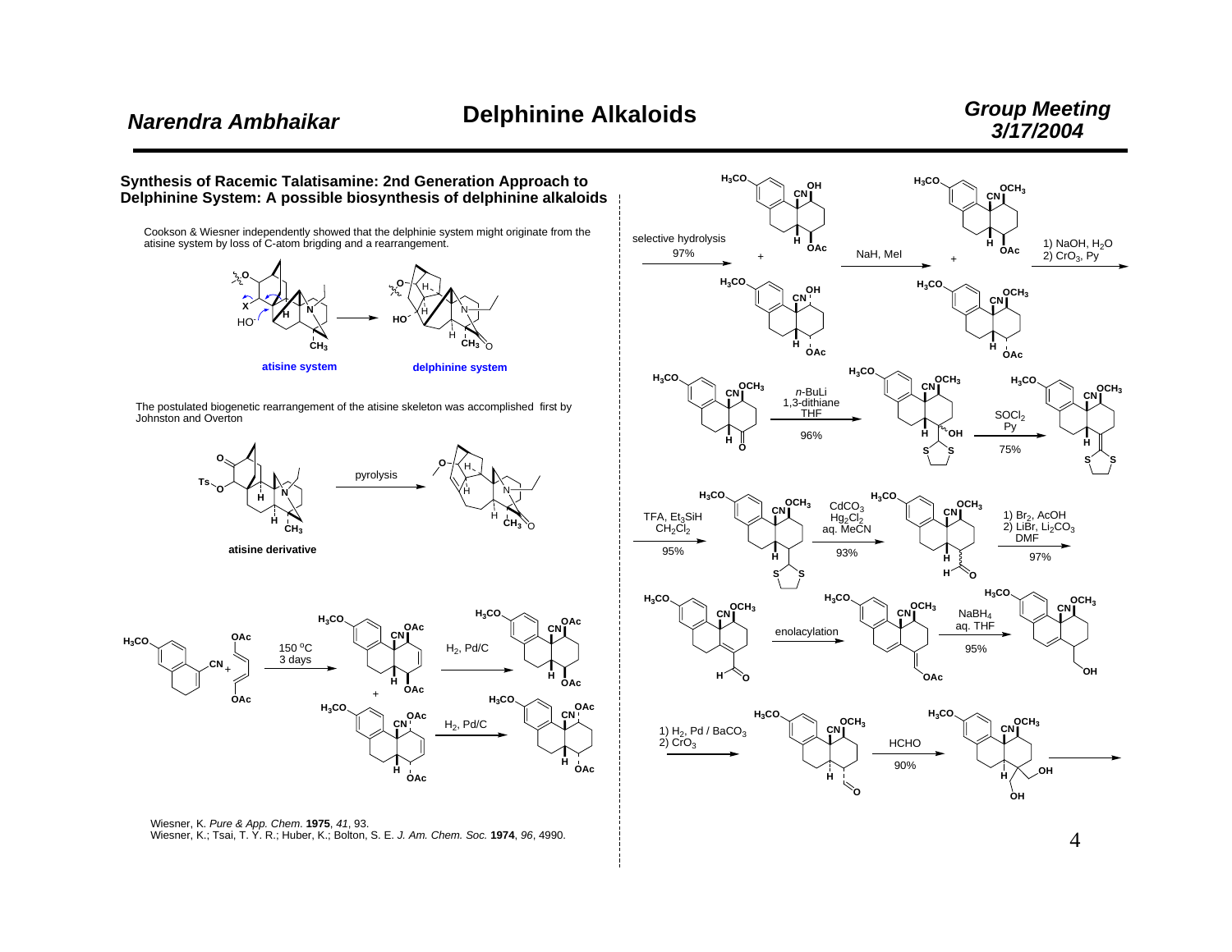## Synthesis of Racemic Talatisamine: 2nd Generation Approach to Delphinine System: A possible biosynthesis of delphinine alkaloids

Cookson & Wiesner independently showed that the delphinie system might originate from the atisine system by loss of C-atom brigding and a rearrangement.

atisine system → delphinine system

The postulated biogenetic rearrangement of the atisine skeleton was accomplished first by Johnston and Overton

atisine derivative —pyrolysis→

150 °C, 3 days

$H_2$, Pd/C

$H_2$, Pd/C

Wiesner, K. *Pure & App. Chem.* **1975**, *41*, 93.
Wiesner, K.; Tsai, T. Y. R.; Huber, K.; Bolton, S. E. *J. Am. Chem. Soc.* **1974**, *96*, 4990.

selective hydrolysis 97%

NaH, MeI

1) NaOH, $H_2O$
2) $CrO_3$, Py

*n*-BuLi, 1,3-dithiane, THF 96%

$SOCl_2$, Py 75%

TFA, $Et_3SiH$, $CH_2Cl_2$ 95%

$CdCO_3$, $Hg_2Cl_2$, aq. MeCN 93%

1) $Br_2$, AcOH
2) LiBr, $Li_2CO_3$, DMF
97%

enolacylation

$NaBH_4$, aq. THF 95%

1) $H_2$, Pd / $BaCO_3$
2) $CrO_3$

HCHO 90%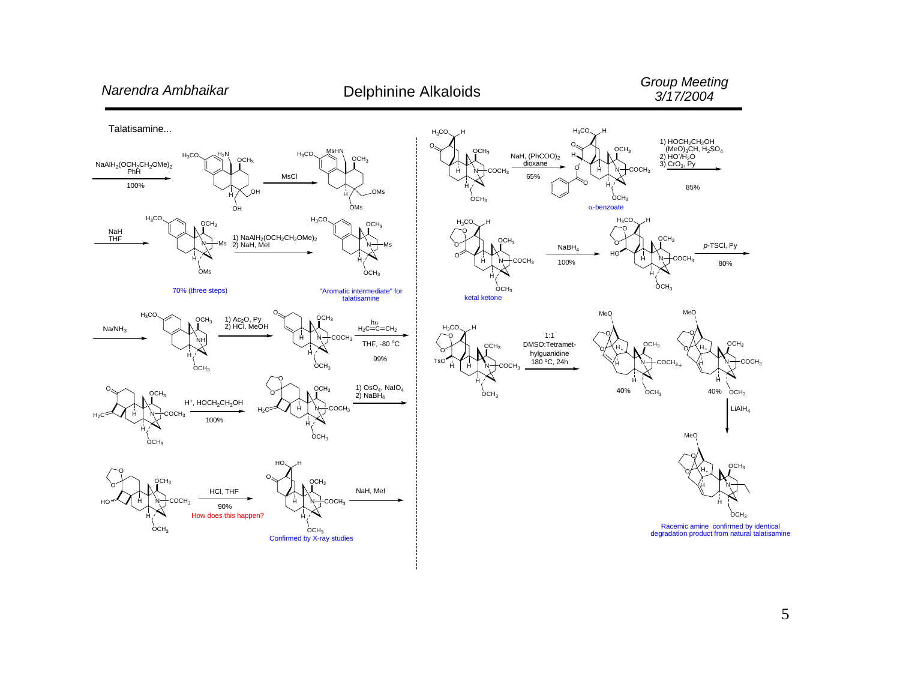Talatisamine...

$NaAlH_2(OCH_2CH_2OMe)_2$, PhH — 100%

MsCl

NaH, THF

70% (three steps)

1) $NaAlH_2(OCH_2CH_2OMe)_2$
2) NaH, MeI

"Aromatic intermediate" for talatisamine

$Na/NH_3$

1) $Ac_2O$, Py
2) HCl, MeOH

hυ, $H_2C{=}C{=}CH_2$, THF, -80 °C — 99%

$H^+$, $HOCH_2CH_2OH$ — 100%

1) $OsO_4$, $NaIO_4$
2) $NaBH_4$

HCl, THF — 90%

How does this happen?

Confirmed by X-ray studies

NaH, MeI

NaH, $(PhCOO)_2$, dioxane — 65%

α-benzoate

1) $HOCH_2CH_2OH$, $(MeO)_3CH$, $H_2SO_4$
2) $HO^-/H_2O$
3) $CrO_3$, Py — 85%

ketal ketone

$NaBH_4$ — 100%

*p*-TSCl, Py — 80%

1:1 DMSO:Tetramethylguanidine, 180 °C, 24h

40% + 40%

$LiAlH_4$

Racemic amine confirmed by identical degradation product from natural talatisamine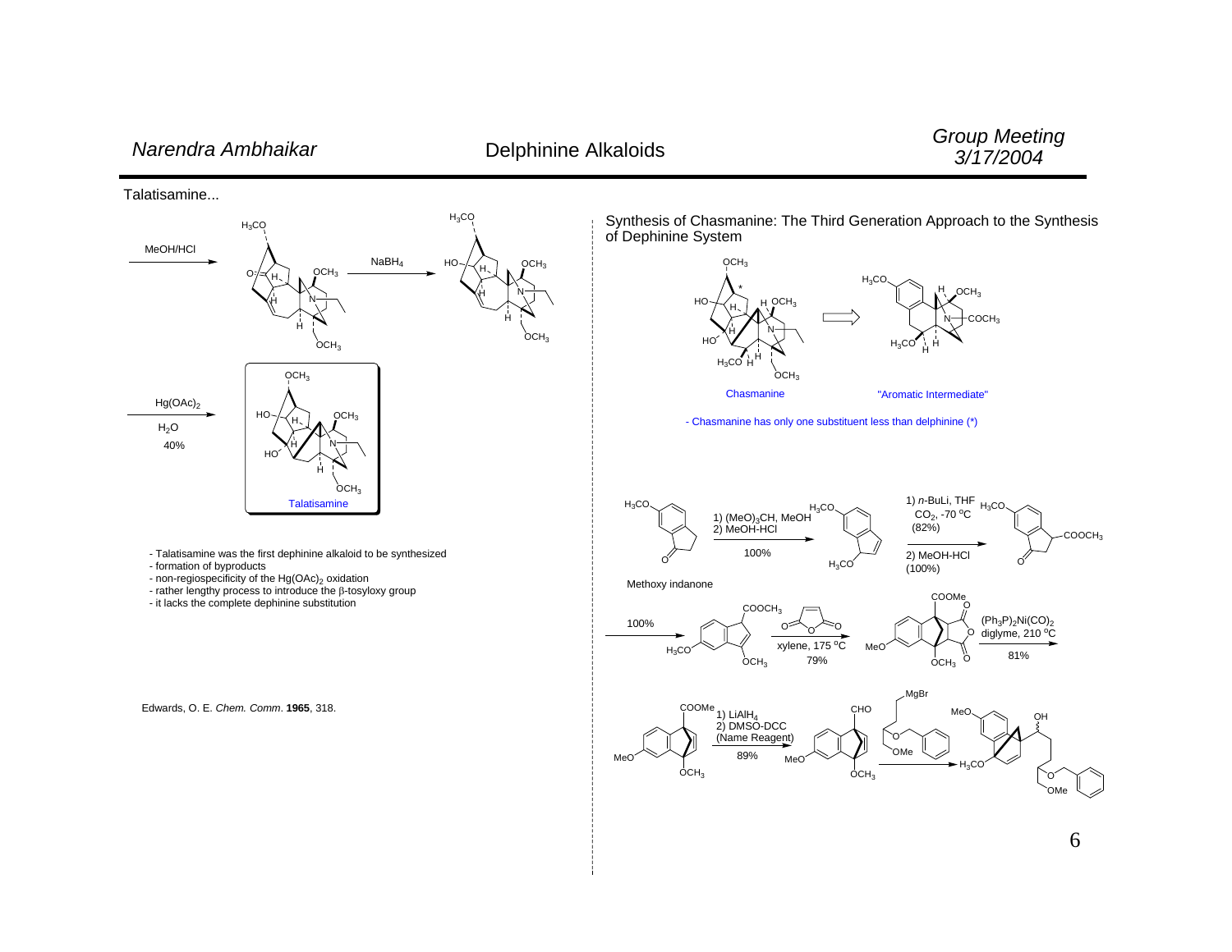Talatisamine...

MeOH/HCl

$NaBH_4$

$Hg(OAc)_2$
$H_2O$
40%

Talatisamine

- Talatisamine was the first dephinine alkaloid to be synthesized
- formation of byproducts
- non-regiospecificity of the $Hg(OAc)_2$ oxidation
- rather lengthy process to introduce the β-tosyloxy group
- it lacks the complete dephinine substitution

Edwards, O. E. *Chem. Comm*. **1965**, 318.

Synthesis of Chasmanine: The Third Generation Approach to the Synthesis of Dephinine System

Chasmanine

"Aromatic Intermediate"

- Chasmanine has only one substituent less than delphinine (*)

Methoxy indanone

1) $(MeO)_3CH$, MeOH
2) MeOH-HCl
100%

1) *n*-BuLi, THF
$CO_2$, -70 °C
(82%)
2) MeOH-HCl
(100%)

100%

xylene, 175 °C
79%

$(Ph_3P)_2Ni(CO)_2$
diglyme, 210 °C
81%

1) $LiAlH_4$
2) DMSO-DCC
(Name Reagent)
89%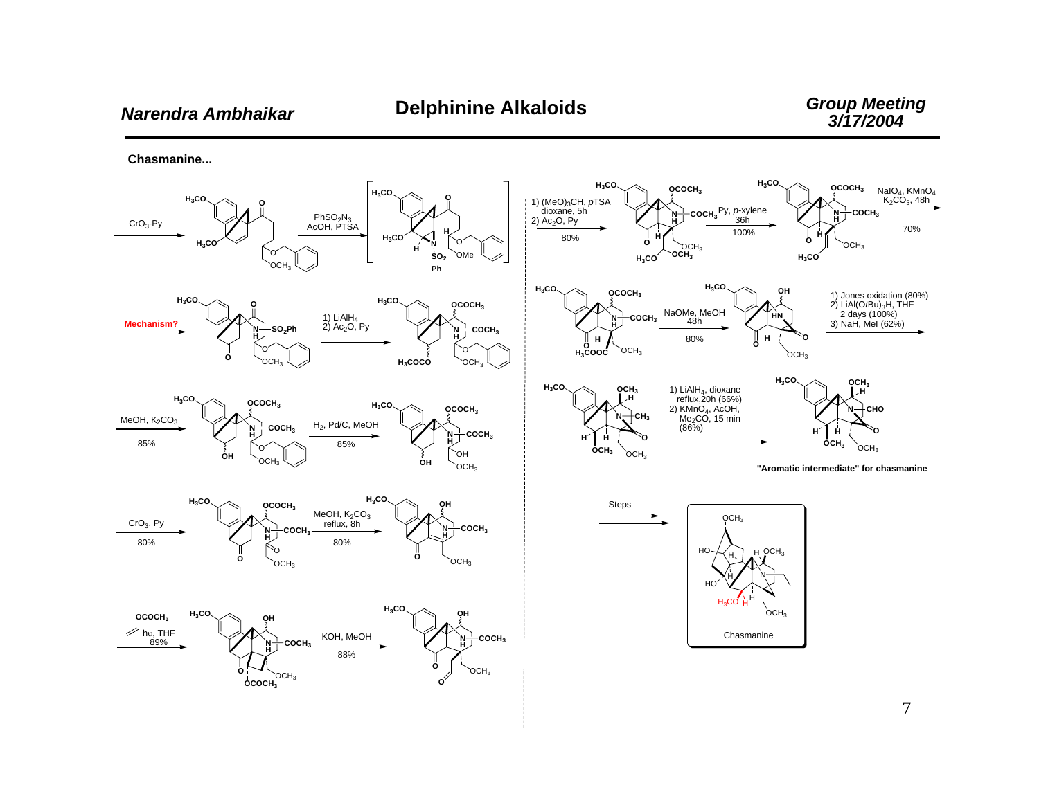## Delphinine Alkaloids

**Chasmanine...**

$CrO_3$-Py

$PhSO_2N_3$
AcOH, PTSA

**Mechanism?**

1) $LiAlH_4$
2) $Ac_2O$, Py

MeOH, $K_2CO_3$
85%

$H_2$, Pd/C, MeOH
85%

$CrO_3$, Py
80%

MeOH, $K_2CO_3$
reflux, 8h
80%

$h\nu$, THF
89%

KOH, MeOH
88%

1) $(MeO)_3CH$, *p*TSA
dioxane, 5h
2) $Ac_2O$, Py
80%

Py, *p*-xylene
36h
100%

$NaIO_4$, $KMnO_4$
$K_2CO_3$, 48h
70%

NaOMe, MeOH
48h
80%

1) Jones oxidation (80%)
2) $LiAl(OtBu)_3H$, THF
2 days (100%)
3) NaH, MeI (62%)

1) $LiAlH_4$, dioxane
reflux, 20h (66%)
2) $KMnO_4$, AcOH,
$Me_2CO$, 15 min
(86%)

**"Aromatic intermediate" for chasmanine**

Steps

Chasmanine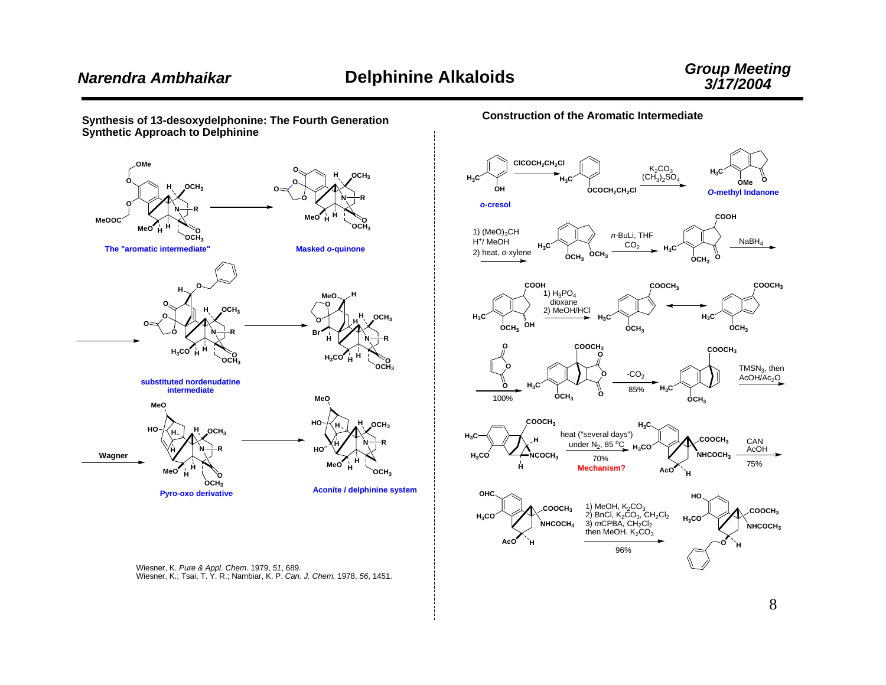## Synthesis of 13-desoxydelphonine: The Fourth Generation Synthetic Approach to Delphinine

The "aromatic intermediate" → Masked *o*-quinone → substituted nordenudatine intermediate → Pyro-oxo derivative (Wagner) → Aconite / delphinine system

Wiesner, K. *Pure & Appl. Chem*. 1979, *51*, 689.
Wiesner, K.; Tsai, T. Y. R.; Nambiar, K. P. *Can. J. Chem.* 1978, *56*, 1451.

## Construction of the Aromatic Intermediate

*o*-cresol: $ClCOCH_2CH_2Cl$; then $K_2CO_3$, $(CH_3)_2SO_4$ → *O*-methyl Indanone

1) $(MeO)_3CH$, $H^+$/ MeOH
2) heat, *o*-xylene

*n*-BuLi, THF, $CO_2$

$NaBH_4$

1) $H_3PO_4$, dioxane
2) MeOH/HCl

maleic anhydride, 100%

$-CO_2$, 85%

$TMSN_3$, then $AcOH/Ac_2O$

heat ("several days") under $N_2$, 85 °C, 70%
**Mechanism?**

CAN, AcOH, 75%

1) MeOH, $K_2CO_3$
2) BnCl, $K_2CO_3$, $CH_2Cl_2$
3) *m*CPBA, $CH_2Cl_2$ then MeOH. $K_2CO_3$
96%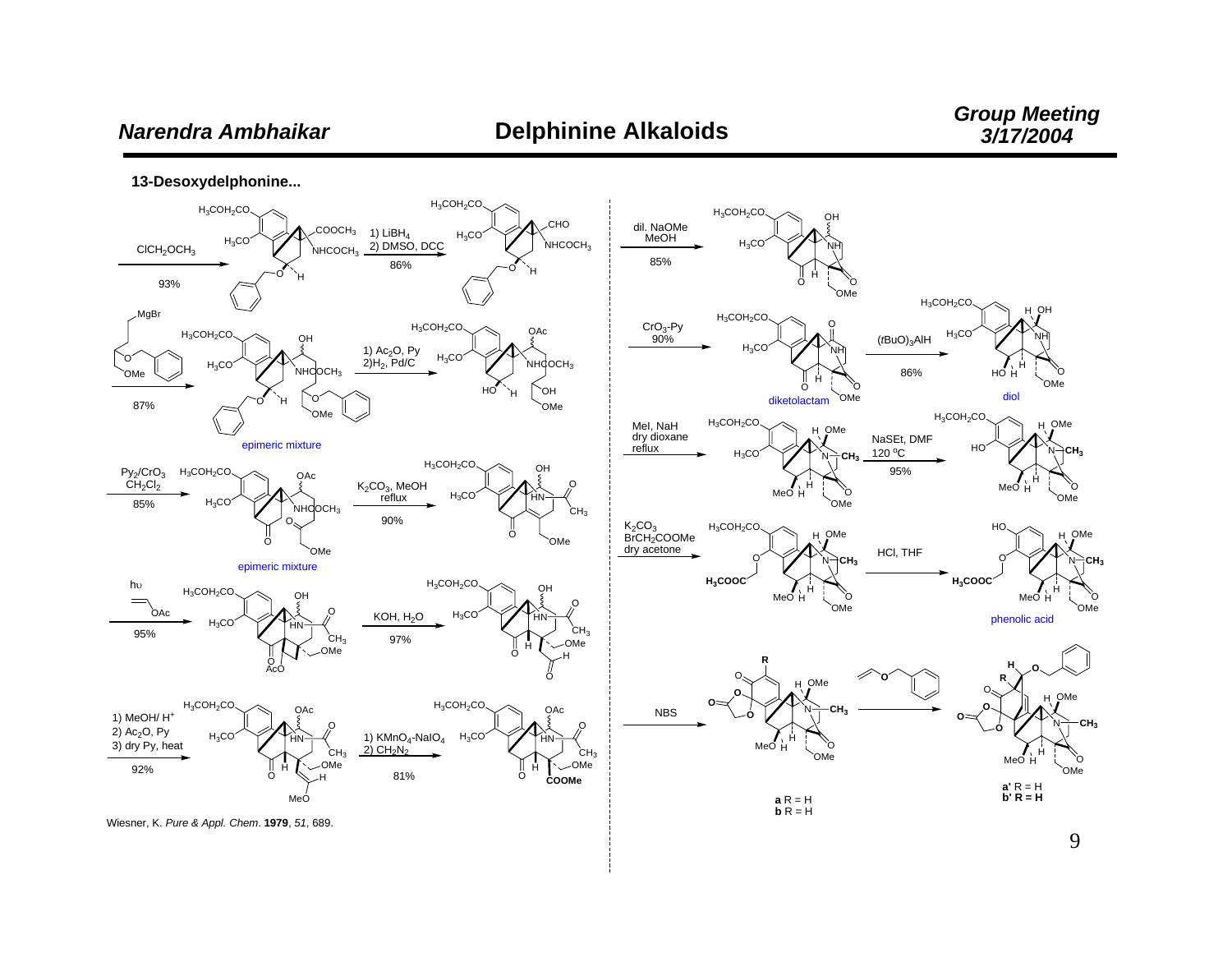## 13-Desoxydelphonine...

$ClCH_2OCH_3$ 93%

1) $LiBH_4$ 2) DMSO, DCC 86%

dil. NaOMe MeOH 85%

MgBr / OBn / OMe 87%

epimeric mixture

1) $Ac_2O$, Py 2) $H_2$, Pd/C

$CrO_3$-Py 90%

diketolactam

$(tBuO)_3AlH$ 86%

diol

$Py_2/CrO_3$ $CH_2Cl_2$ 85%

epimeric mixture

$K_2CO_3$, MeOH reflux 90%

MeI, NaH dry dioxane reflux

NaSEt, DMF 120 °C 95%

hυ, vinyl acetate 95%

KOH, $H_2O$ 97%

$K_2CO_3$ $BrCH_2COOMe$ dry acetone

HCl, THF

phenolic acid

1) MeOH/ $H^+$ 2) $Ac_2O$, Py 3) dry Py, heat 92%

1) $KMnO_4$-$NaIO_4$ 2) $CH_2N_2$ 81%

NBS

**a** R = H
**b** R = H

**a'** R = H
**b' R = H**

Wiesner, K. *Pure & Appl. Chem*. **1979**, *51*, 689.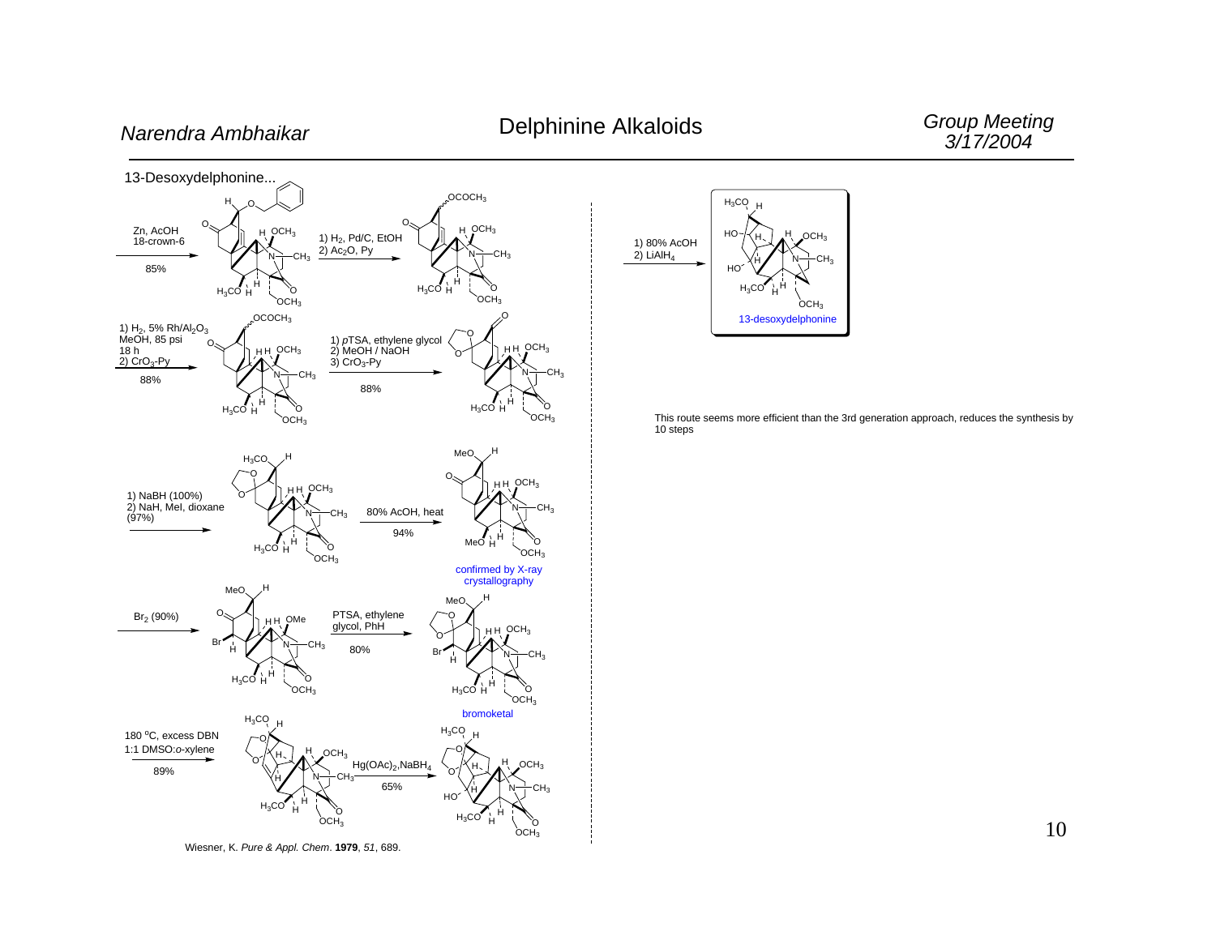13-Desoxydelphonine...

Zn, AcOH
18-crown-6

85%

1) $H_2$, Pd/C, EtOH
2) $Ac_2O$, Py

1) $H_2$, 5% $Rh/Al_2O_3$
MeOH, 85 psi
18 h
2) $CrO_3$-Py

88%

1) *p*TSA, ethylene glycol
2) MeOH / NaOH
3) $CrO_3$-Py

88%

1) NaBH (100%)
2) NaH, MeI, dioxane
(97%)

80% AcOH, heat

94%

confirmed by X-ray crystallography

$Br_2$ (90%)

PTSA, ethylene glycol, PhH

80%

bromoketal

180 °C, excess DBN
1:1 DMSO:*o*-xylene

89%

$Hg(OAc)_2$,$NaBH_4$

65%

1) 80% AcOH
2) $LiAlH_4$

13-desoxydelphonine

This route seems more efficient than the 3rd generation approach, reduces the synthesis by 10 steps

Wiesner, K. *Pure & Appl. Chem*. **1979**, *51*, 689.